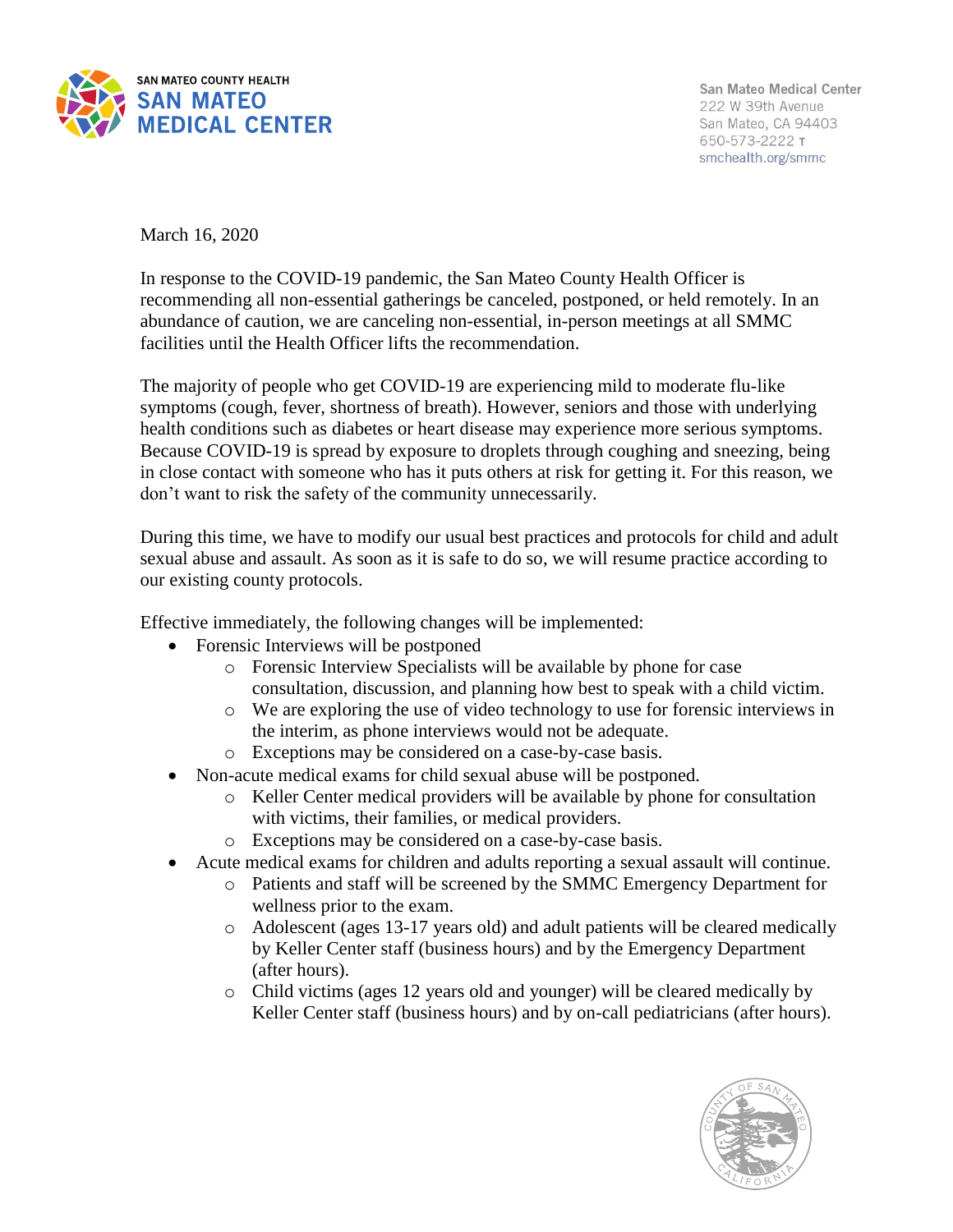SAN MATEO COUNTY HEALTH
**SAN MATEO MEDICAL CENTER**

San Mateo Medical Center
222 W 39th Avenue
San Mateo, CA 94403
650-573-2222 T
smchealth.org/smmc

March 16, 2020

In response to the COVID-19 pandemic, the San Mateo County Health Officer is recommending all non-essential gatherings be canceled, postponed, or held remotely. In an abundance of caution, we are canceling non-essential, in-person meetings at all SMMC facilities until the Health Officer lifts the recommendation.

The majority of people who get COVID-19 are experiencing mild to moderate flu-like symptoms (cough, fever, shortness of breath). However, seniors and those with underlying health conditions such as diabetes or heart disease may experience more serious symptoms. Because COVID-19 is spread by exposure to droplets through coughing and sneezing, being in close contact with someone who has it puts others at risk for getting it. For this reason, we don't want to risk the safety of the community unnecessarily.

During this time, we have to modify our usual best practices and protocols for child and adult sexual abuse and assault. As soon as it is safe to do so, we will resume practice according to our existing county protocols.

Effective immediately, the following changes will be implemented:

- Forensic Interviews will be postponed
  - Forensic Interview Specialists will be available by phone for case consultation, discussion, and planning how best to speak with a child victim.
  - We are exploring the use of video technology to use for forensic interviews in the interim, as phone interviews would not be adequate.
  - Exceptions may be considered on a case-by-case basis.
- Non-acute medical exams for child sexual abuse will be postponed.
  - Keller Center medical providers will be available by phone for consultation with victims, their families, or medical providers.
  - Exceptions may be considered on a case-by-case basis.
- Acute medical exams for children and adults reporting a sexual assault will continue.
  - Patients and staff will be screened by the SMMC Emergency Department for wellness prior to the exam.
  - Adolescent (ages 13-17 years old) and adult patients will be cleared medically by Keller Center staff (business hours) and by the Emergency Department (after hours).
  - Child victims (ages 12 years old and younger) will be cleared medically by Keller Center staff (business hours) and by on-call pediatricians (after hours).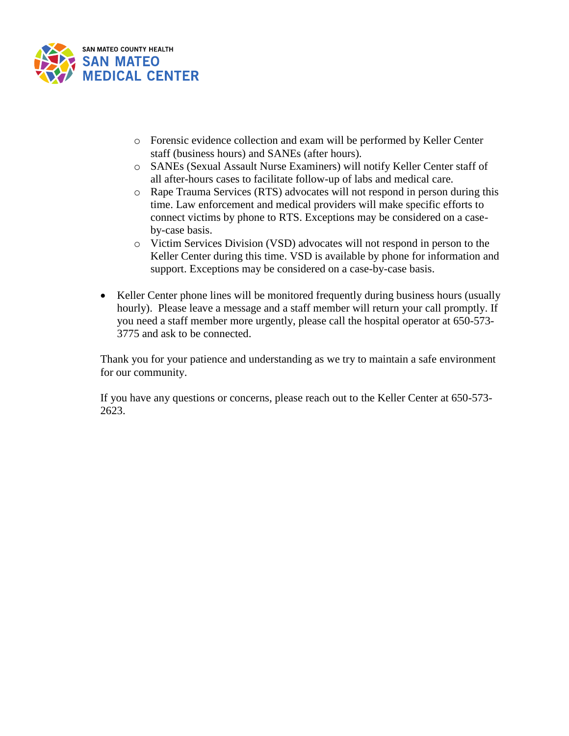- Forensic evidence collection and exam will be performed by Keller Center staff (business hours) and SANEs (after hours).
- SANEs (Sexual Assault Nurse Examiners) will notify Keller Center staff of all after-hours cases to facilitate follow-up of labs and medical care.
- Rape Trauma Services (RTS) advocates will not respond in person during this time. Law enforcement and medical providers will make specific efforts to connect victims by phone to RTS. Exceptions may be considered on a case-by-case basis.
- Victim Services Division (VSD) advocates will not respond in person to the Keller Center during this time. VSD is available by phone for information and support. Exceptions may be considered on a case-by-case basis.

- Keller Center phone lines will be monitored frequently during business hours (usually hourly). Please leave a message and a staff member will return your call promptly. If you need a staff member more urgently, please call the hospital operator at 650-573-3775 and ask to be connected.

Thank you for your patience and understanding as we try to maintain a safe environment for our community.

If you have any questions or concerns, please reach out to the Keller Center at 650-573-2623.